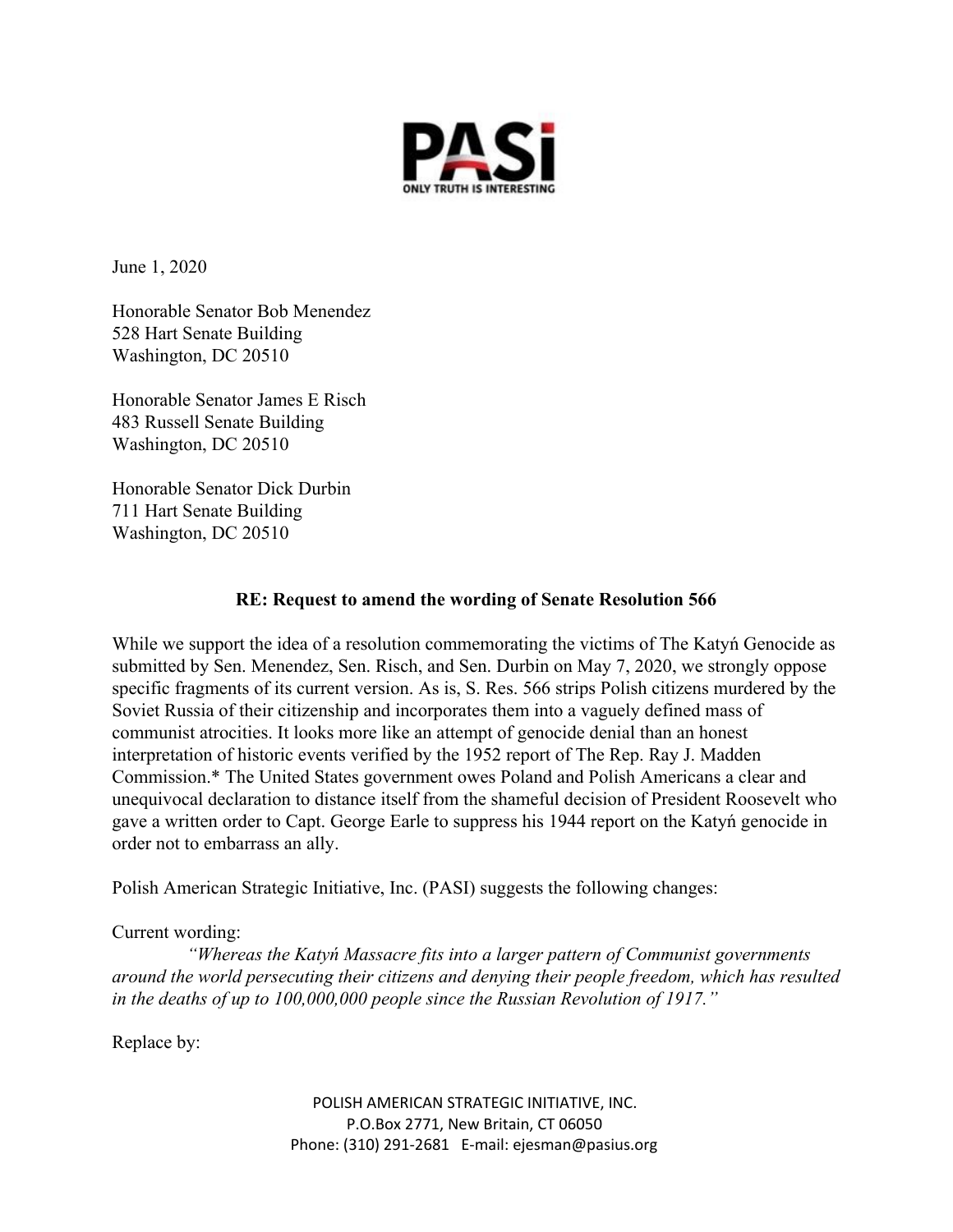**PASi**

**ONLY TRUTH IS INTERESTING**

June 1, 2020

Honorable Senator Bob Menendez
528 Hart Senate Building
Washington, DC 20510

Honorable Senator James E Risch
483 Russell Senate Building
Washington, DC 20510

Honorable Senator Dick Durbin
711 Hart Senate Building
Washington, DC 20510

**RE: Request to amend the wording of Senate Resolution 566**

While we support the idea of a resolution commemorating the victims of The Katyń Genocide as submitted by Sen. Menendez, Sen. Risch, and Sen. Durbin on May 7, 2020, we strongly oppose specific fragments of its current version. As is, S. Res. 566 strips Polish citizens murdered by the Soviet Russia of their citizenship and incorporates them into a vaguely defined mass of communist atrocities. It looks more like an attempt of genocide denial than an honest interpretation of historic events verified by the 1952 report of The Rep. Ray J. Madden Commission.* The United States government owes Poland and Polish Americans a clear and unequivocal declaration to distance itself from the shameful decision of President Roosevelt who gave a written order to Capt. George Earle to suppress his 1944 report on the Katyń genocide in order not to embarrass an ally.

Polish American Strategic Initiative, Inc. (PASI) suggests the following changes:

Current wording:

*"Whereas the Katyń Massacre fits into a larger pattern of Communist governments around the world persecuting their citizens and denying their people freedom, which has resulted in the deaths of up to 100,000,000 people since the Russian Revolution of 1917."*

Replace by:

POLISH AMERICAN STRATEGIC INITIATIVE, INC.
P.O.Box 2771, New Britain, CT 06050
Phone: (310) 291-2681 E-mail: ejesman@pasius.org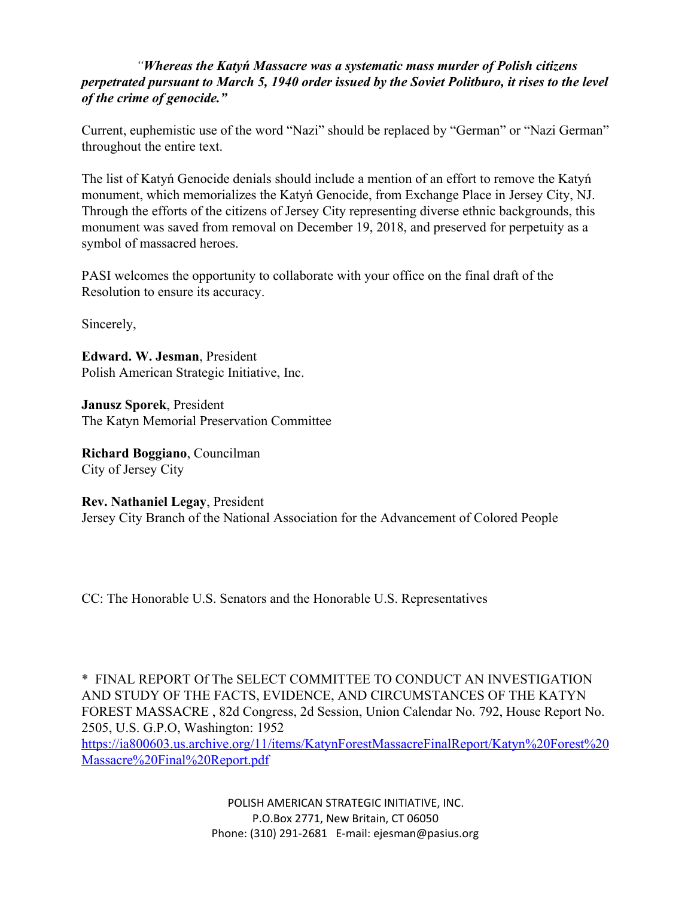*"Whereas the Katyń Massacre was a systematic mass murder of Polish citizens perpetrated pursuant to March 5, 1940 order issued by the Soviet Politburo, it rises to the level of the crime of genocide."*

Current, euphemistic use of the word "Nazi" should be replaced by "German" or "Nazi German" throughout the entire text.

The list of Katyń Genocide denials should include a mention of an effort to remove the Katyń monument, which memorializes the Katyń Genocide, from Exchange Place in Jersey City, NJ. Through the efforts of the citizens of Jersey City representing diverse ethnic backgrounds, this monument was saved from removal on December 19, 2018, and preserved for perpetuity as a symbol of massacred heroes.

PASI welcomes the opportunity to collaborate with your office on the final draft of the Resolution to ensure its accuracy.

Sincerely,

**Edward. W. Jesman**, President
Polish American Strategic Initiative, Inc.

**Janusz Sporek**, President
The Katyn Memorial Preservation Committee

**Richard Boggiano**, Councilman
City of Jersey City

**Rev. Nathaniel Legay**, President
Jersey City Branch of the National Association for the Advancement of Colored People

CC: The Honorable U.S. Senators and the Honorable U.S. Representatives

\* FINAL REPORT Of The SELECT COMMITTEE TO CONDUCT AN INVESTIGATION AND STUDY OF THE FACTS, EVIDENCE, AND CIRCUMSTANCES OF THE KATYN FOREST MASSACRE , 82d Congress, 2d Session, Union Calendar No. 792, House Report No. 2505, U.S. G.P.O, Washington: 1952
https://ia800603.us.archive.org/11/items/KatynForestMassacreFinalReport/Katyn%20Forest%20Massacre%20Final%20Report.pdf

POLISH AMERICAN STRATEGIC INITIATIVE, INC.
P.O.Box 2771, New Britain, CT 06050
Phone: (310) 291-2681 E-mail: ejesman@pasius.org